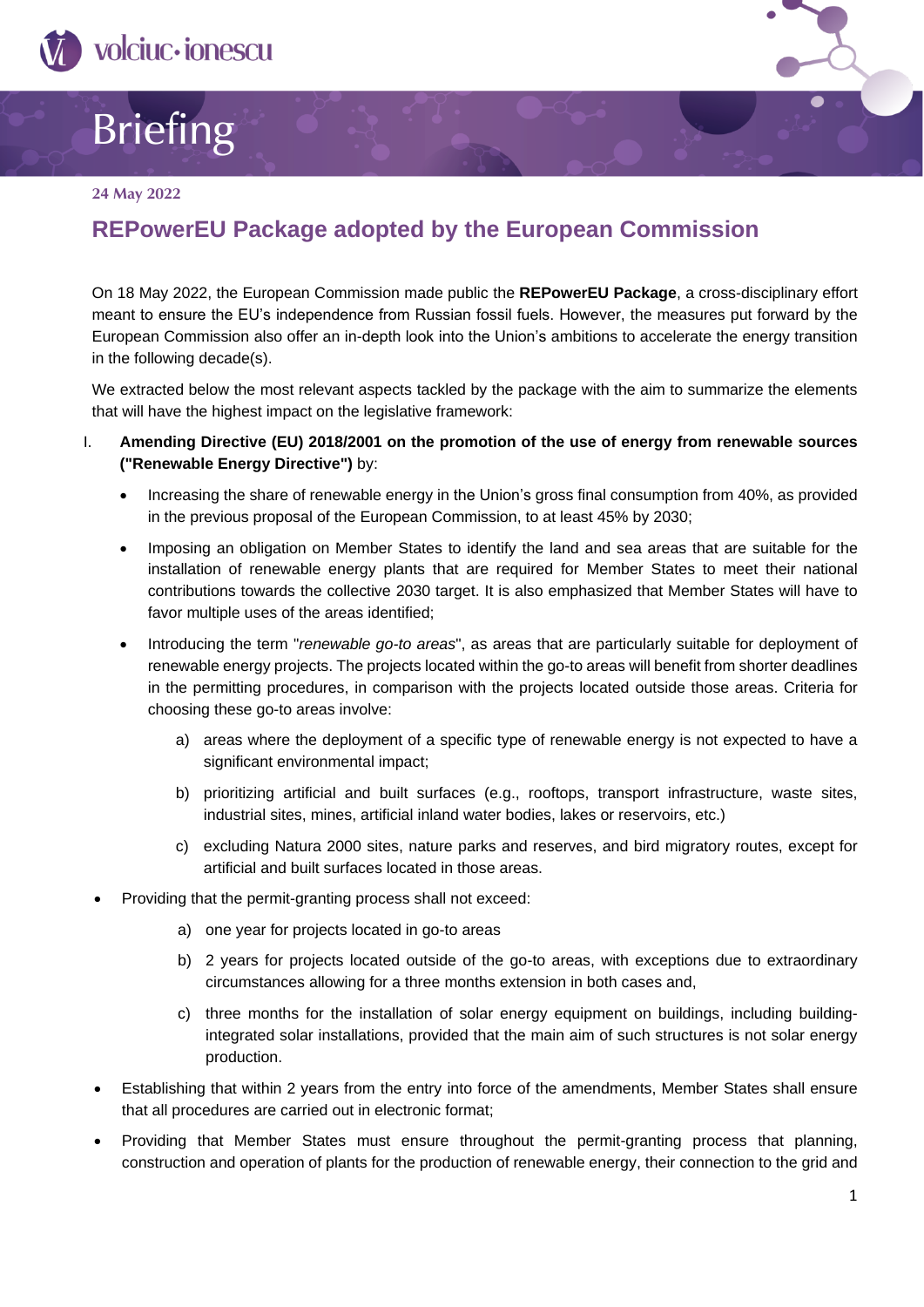# Briefing

**24 May 2022**

## REPowerEU Package adopted by the European Commission

On 18 May 2022, the European Commission made public the **REPowerEU Package**, a cross-disciplinary effort meant to ensure the EU's independence from Russian fossil fuels. However, the measures put forward by the European Commission also offer an in-depth look into the Union's ambitions to accelerate the energy transition in the following decade(s).

We extracted below the most relevant aspects tackled by the package with the aim to summarize the elements that will have the highest impact on the legislative framework:

I. **Amending Directive (EU) 2018/2001 on the promotion of the use of energy from renewable sources ("Renewable Energy Directive")** by:

- Increasing the share of renewable energy in the Union's gross final consumption from 40%, as provided in the previous proposal of the European Commission, to at least 45% by 2030;
- Imposing an obligation on Member States to identify the land and sea areas that are suitable for the installation of renewable energy plants that are required for Member States to meet their national contributions towards the collective 2030 target. It is also emphasized that Member States will have to favor multiple uses of the areas identified;
- Introducing the term "*renewable go-to areas*", as areas that are particularly suitable for deployment of renewable energy projects. The projects located within the go-to areas will benefit from shorter deadlines in the permitting procedures, in comparison with the projects located outside those areas. Criteria for choosing these go-to areas involve:
    a) areas where the deployment of a specific type of renewable energy is not expected to have a significant environmental impact;
    b) prioritizing artificial and built surfaces (e.g., rooftops, transport infrastructure, waste sites, industrial sites, mines, artificial inland water bodies, lakes or reservoirs, etc.)
    c) excluding Natura 2000 sites, nature parks and reserves, and bird migratory routes, except for artificial and built surfaces located in those areas.

- Providing that the permit-granting process shall not exceed:
    a) one year for projects located in go-to areas
    b) 2 years for projects located outside of the go-to areas, with exceptions due to extraordinary circumstances allowing for a three months extension in both cases and,
    c) three months for the installation of solar energy equipment on buildings, including building-integrated solar installations, provided that the main aim of such structures is not solar energy production.
- Establishing that within 2 years from the entry into force of the amendments, Member States shall ensure that all procedures are carried out in electronic format;
- Providing that Member States must ensure throughout the permit-granting process that planning, construction and operation of plants for the production of renewable energy, their connection to the grid and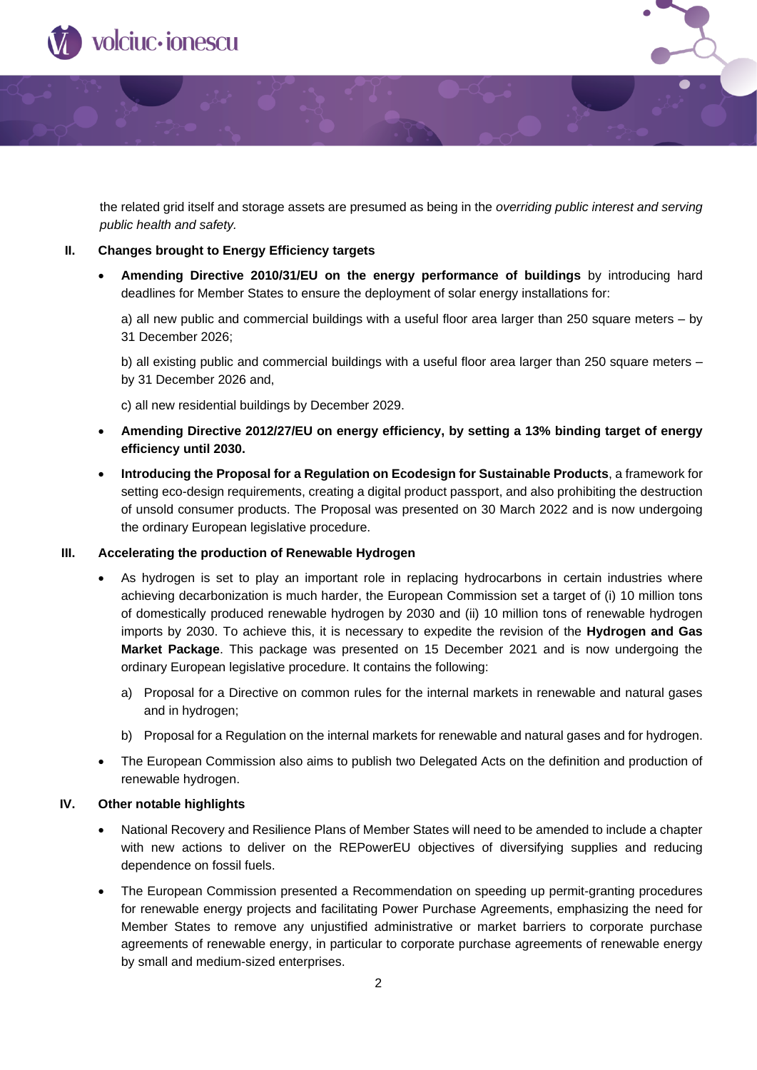the related grid itself and storage assets are presumed as being in the *overriding public interest and serving public health and safety.*

## II. Changes brought to Energy Efficiency targets

- **Amending Directive 2010/31/EU on the energy performance of buildings** by introducing hard deadlines for Member States to ensure the deployment of solar energy installations for:

  a) all new public and commercial buildings with a useful floor area larger than 250 square meters – by 31 December 2026;

  b) all existing public and commercial buildings with a useful floor area larger than 250 square meters – by 31 December 2026 and,

  c) all new residential buildings by December 2029.

- **Amending Directive 2012/27/EU on energy efficiency, by setting a 13% binding target of energy efficiency until 2030.**

- **Introducing the Proposal for a Regulation on Ecodesign for Sustainable Products**, a framework for setting eco-design requirements, creating a digital product passport, and also prohibiting the destruction of unsold consumer products. The Proposal was presented on 30 March 2022 and is now undergoing the ordinary European legislative procedure.

## III. Accelerating the production of Renewable Hydrogen

- As hydrogen is set to play an important role in replacing hydrocarbons in certain industries where achieving decarbonization is much harder, the European Commission set a target of (i) 10 million tons of domestically produced renewable hydrogen by 2030 and (ii) 10 million tons of renewable hydrogen imports by 2030. To achieve this, it is necessary to expedite the revision of the **Hydrogen and Gas Market Package**. This package was presented on 15 December 2021 and is now undergoing the ordinary European legislative procedure. It contains the following:

  a) Proposal for a Directive on common rules for the internal markets in renewable and natural gases and in hydrogen;

  b) Proposal for a Regulation on the internal markets for renewable and natural gases and for hydrogen.

- The European Commission also aims to publish two Delegated Acts on the definition and production of renewable hydrogen.

## IV. Other notable highlights

- National Recovery and Resilience Plans of Member States will need to be amended to include a chapter with new actions to deliver on the REPowerEU objectives of diversifying supplies and reducing dependence on fossil fuels.

- The European Commission presented a Recommendation on speeding up permit-granting procedures for renewable energy projects and facilitating Power Purchase Agreements, emphasizing the need for Member States to remove any unjustified administrative or market barriers to corporate purchase agreements of renewable energy, in particular to corporate purchase agreements of renewable energy by small and medium-sized enterprises.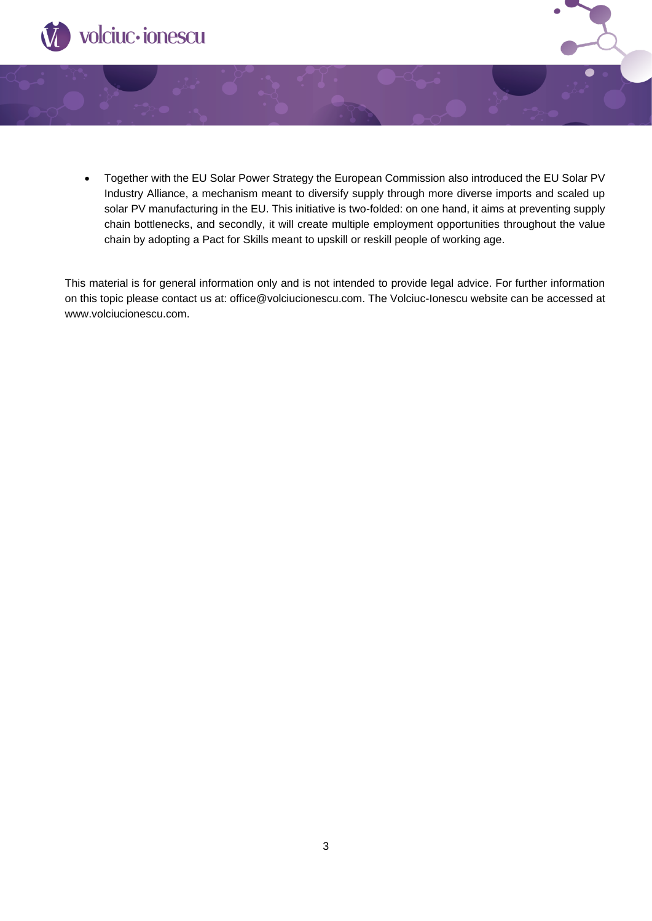- Together with the EU Solar Power Strategy the European Commission also introduced the EU Solar PV Industry Alliance, a mechanism meant to diversify supply through more diverse imports and scaled up solar PV manufacturing in the EU. This initiative is two-folded: on one hand, it aims at preventing supply chain bottlenecks, and secondly, it will create multiple employment opportunities throughout the value chain by adopting a Pact for Skills meant to upskill or reskill people of working age.

This material is for general information only and is not intended to provide legal advice. For further information on this topic please contact us at: office@volciucionescu.com. The Volciuc-Ionescu website can be accessed at www.volciucionescu.com.